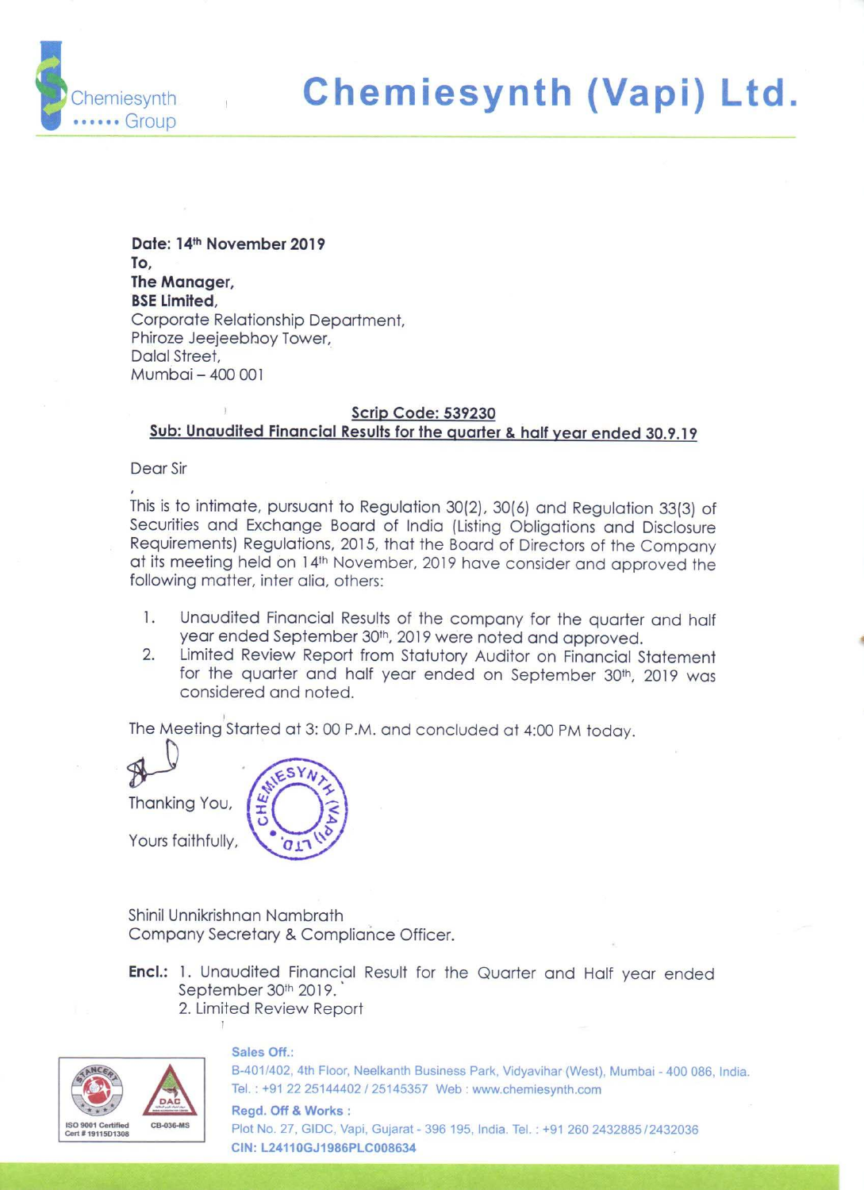# Chemiesynth (Vapi) Ltd.

Chemiesynth Group

**Date: 14th November 2019**
**To,**
**The Manager,**
**BSE Limited,**
Corporate Relationship Department,
Phiroze Jeejeebhoy Tower,
Dalal Street,
Mumbai – 400 001

**Scrip Code: 539230**
**Sub: Unaudited Financial Results for the quarter & half year ended 30.9.19**

Dear Sir

This is to intimate, pursuant to Regulation 30(2), 30(6) and Regulation 33(3) of Securities and Exchange Board of India (Listing Obligations and Disclosure Requirements) Regulations, 2015, that the Board of Directors of the Company at its meeting held on 14th November, 2019 have consider and approved the following matter, inter alia, others:

1. Unaudited Financial Results of the company for the quarter and half year ended September 30th, 2019 were noted and approved.
2. Limited Review Report from Statutory Auditor on Financial Statement for the quarter and half year ended on September 30th, 2019 was considered and noted.

The Meeting Started at 3: 00 P.M. and concluded at 4:00 PM today.

Thanking You,

Yours faithfully,

Shinil Unnikrishnan Nambrath
Company Secretary & Compliance Officer.

**Encl.:** 1. Unaudited Financial Result for the Quarter and Half year ended September 30th 2019.
2. Limited Review Report

ISO 9001 Certified Cert # 19115D1308 | CB-036-MS

**Sales Off.:**
B-401/402, 4th Floor, Neelkanth Business Park, Vidyavihar (West), Mumbai - 400 086, India.
Tel. : +91 22 25144402 / 25145357 Web : www.chemiesynth.com

**Regd. Off & Works :**
Plot No. 27, GIDC, Vapi, Gujarat - 396 195, India. Tel. : +91 260 2432885 / 2432036

**CIN: L24110GJ1986PLC008634**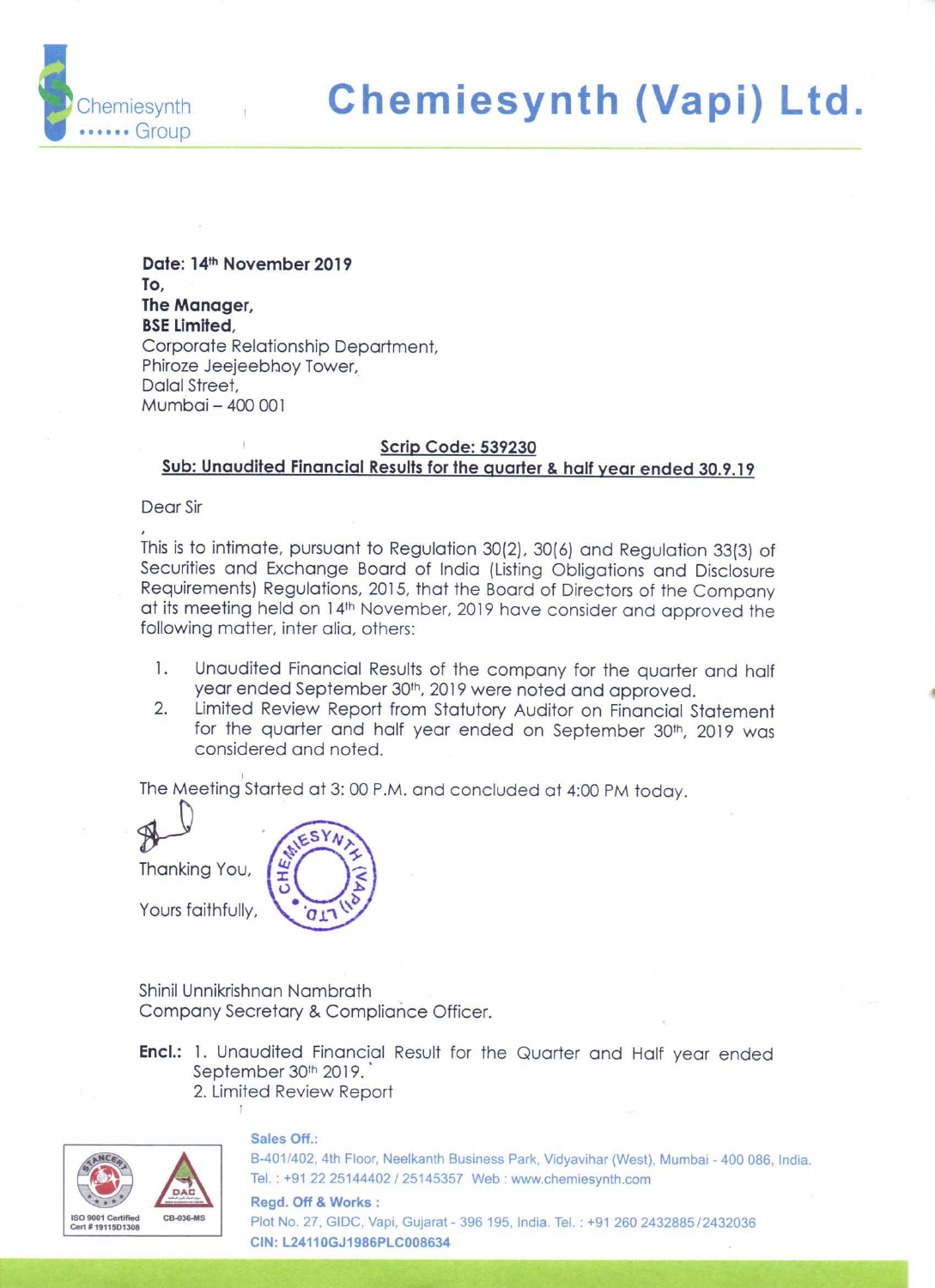# Chemiesynth (Vapi) Ltd.

**Date: 14th November 2019**
**To,**
**The Manager,**
**BSE Limited,**
Corporate Relationship Department,
Phiroze Jeejeebhoy Tower,
Dalal Street,
Mumbai – 400 001

**Scrip Code: 539230**
**Sub: Unaudited Financial Results for the quarter & half year ended 30.9.19**

Dear Sir

This is to intimate, pursuant to Regulation 30(2), 30(6) and Regulation 33(3) of Securities and Exchange Board of India (Listing Obligations and Disclosure Requirements) Regulations, 2015, that the Board of Directors of the Company at its meeting held on 14th November, 2019 have consider and approved the following matter, inter alia, others:

1. Unaudited Financial Results of the company for the quarter and half year ended September 30th, 2019 were noted and approved.
2. Limited Review Report from Statutory Auditor on Financial Statement for the quarter and half year ended on September 30th, 2019 was considered and noted.

The Meeting Started at 3: 00 P.M. and concluded at 4:00 PM today.

Thanking You,

Yours faithfully,

Shinil Unnikrishnan Nambrath
Company Secretary & Compliance Officer.

**Encl.:** 1. Unaudited Financial Result for the Quarter and Half year ended September 30th 2019.
2. Limited Review Report

**Sales Off.:**
B-401/402, 4th Floor, Neelkanth Business Park, Vidyavihar (West), Mumbai - 400 086, India.
Tel. : +91 22 25144402 / 25145357 Web : www.chemiesynth.com

**Regd. Off & Works :**
Plot No. 27, GIDC, Vapi, Gujarat - 396 195, India. Tel. : +91 260 2432885 / 2432036

**CIN: L24110GJ1986PLC008634**

ISO 9001 Certified Cert # 19115D1308 | CB-036-MS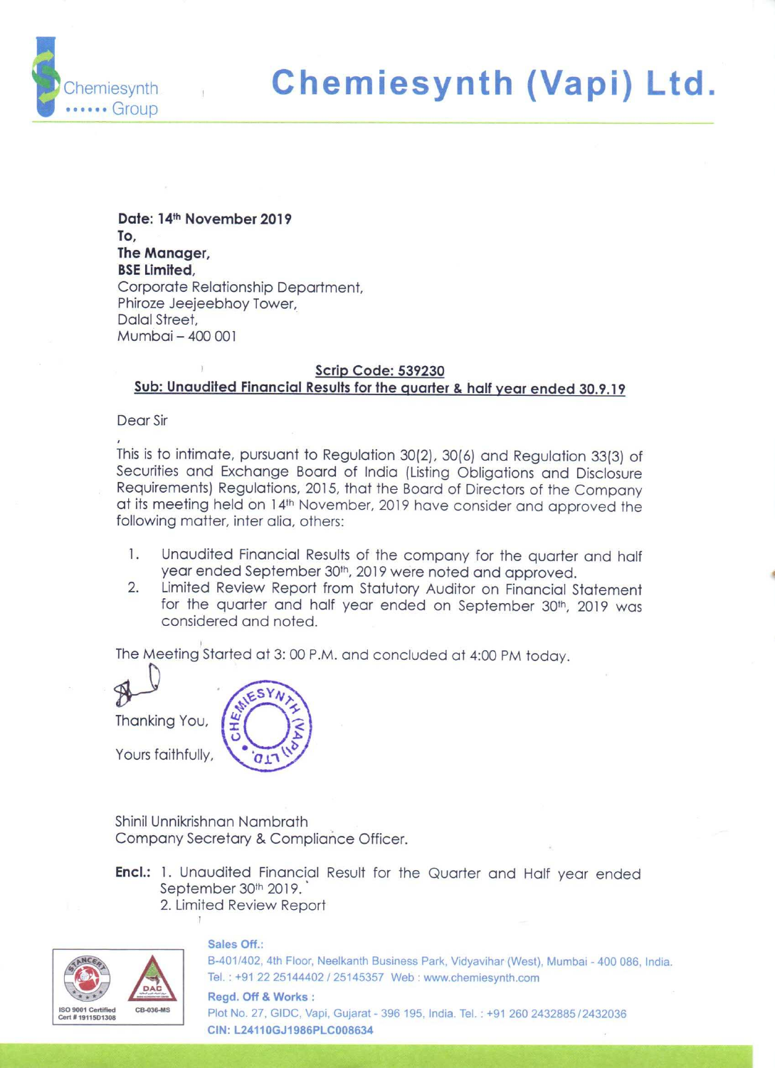# Chemiesynth (Vapi) Ltd.

**Date: 14th November 2019**
**To,**
**The Manager,**
**BSE Limited,**
Corporate Relationship Department,
Phiroze Jeejeebhoy Tower,
Dalal Street,
Mumbai – 400 001

**Scrip Code: 539230**
**Sub: Unaudited Financial Results for the quarter & half year ended 30.9.19**

Dear Sir

This is to intimate, pursuant to Regulation 30(2), 30(6) and Regulation 33(3) of Securities and Exchange Board of India (Listing Obligations and Disclosure Requirements) Regulations, 2015, that the Board of Directors of the Company at its meeting held on 14th November, 2019 have consider and approved the following matter, inter alia, others:

1. Unaudited Financial Results of the company for the quarter and half year ended September 30th, 2019 were noted and approved.
2. Limited Review Report from Statutory Auditor on Financial Statement for the quarter and half year ended on September 30th, 2019 was considered and noted.

The Meeting Started at 3: 00 P.M. and concluded at 4:00 PM today.

Thanking You,

Yours faithfully,

Shinil Unnikrishnan Nambrath
Company Secretary & Compliance Officer.

**Encl.:** 1. Unaudited Financial Result for the Quarter and Half year ended September 30th 2019.
2. Limited Review Report

**Sales Off.:**
B-401/402, 4th Floor, Neelkanth Business Park, Vidyavihar (West), Mumbai - 400 086, India.
Tel. : +91 22 25144402 / 25145357 Web : www.chemiesynth.com

**Regd. Off & Works :**
Plot No. 27, GIDC, Vapi, Gujarat - 396 195, India. Tel. : +91 260 2432885 / 2432036
**CIN: L24110GJ1986PLC008634**

ISO 9001 Certified Cert # 19115D1308 CB-036-MS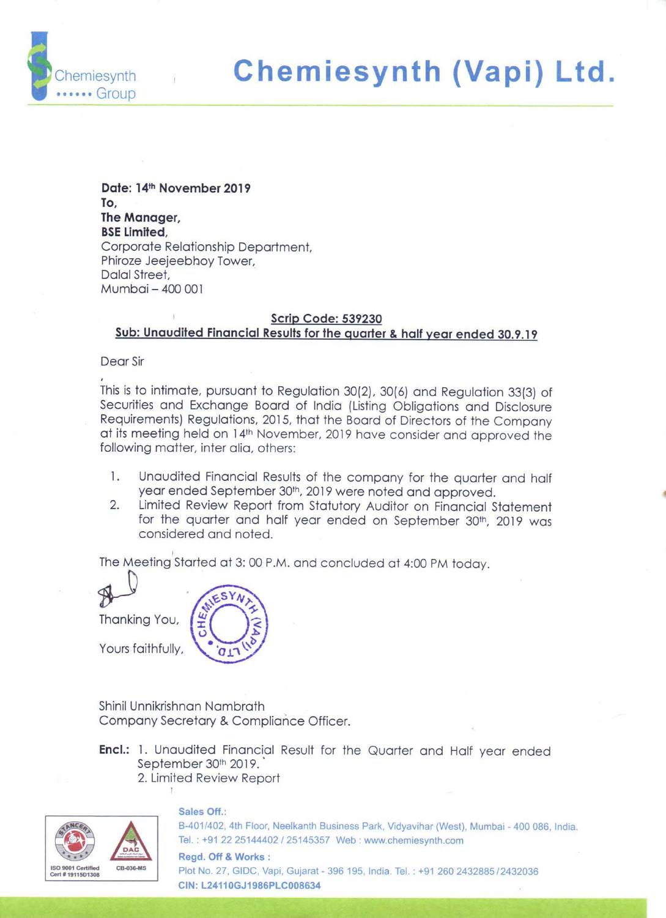# Chemiesynth (Vapi) Ltd.

Chemiesynth Group

**Date: 14th November 2019**
**To,**
**The Manager,**
**BSE Limited,**
Corporate Relationship Department,
Phiroze Jeejeebhoy Tower,
Dalal Street,
Mumbai – 400 001

**Scrip Code: 539230**
**Sub: Unaudited Financial Results for the quarter & half year ended 30.9.19**

Dear Sir

This is to intimate, pursuant to Regulation 30(2), 30(6) and Regulation 33(3) of Securities and Exchange Board of India (Listing Obligations and Disclosure Requirements) Regulations, 2015, that the Board of Directors of the Company at its meeting held on 14th November, 2019 have consider and approved the following matter, inter alia, others:

1. Unaudited Financial Results of the company for the quarter and half year ended September 30th, 2019 were noted and approved.
2. Limited Review Report from Statutory Auditor on Financial Statement for the quarter and half year ended on September 30th, 2019 was considered and noted.

The Meeting Started at 3: 00 P.M. and concluded at 4:00 PM today.

Thanking You,

Yours faithfully,

Shinil Unnikrishnan Nambrath
Company Secretary & Compliance Officer.

**Encl.:** 1. Unaudited Financial Result for the Quarter and Half year ended September 30th 2019.
2. Limited Review Report

ISO 9001 Certified Cert # 19115D1308
CB-036-MS

**Sales Off.:**
B-401/402, 4th Floor, Neelkanth Business Park, Vidyavihar (West), Mumbai - 400 086, India.
Tel. : +91 22 25144402 / 25145357 Web : www.chemiesynth.com

**Regd. Off & Works :**
Plot No. 27, GIDC, Vapi, Gujarat - 396 195, India. Tel. : +91 260 2432885 / 2432036
**CIN: L24110GJ1986PLC008634**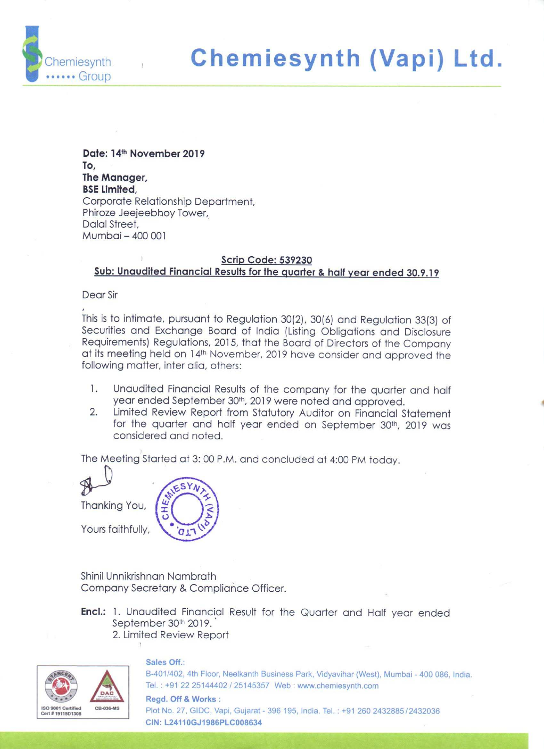Chemiesynth Group

# Chemiesynth (Vapi) Ltd.

**Date: 14th November 2019**
**To,**
**The Manager,**
**BSE Limited,**
Corporate Relationship Department,
Phiroze Jeejeebhoy Tower,
Dalal Street,
Mumbai – 400 001

**Scrip Code: 539230**
**Sub: Unaudited Financial Results for the quarter & half year ended 30.9.19**

Dear Sir

This is to intimate, pursuant to Regulation 30(2), 30(6) and Regulation 33(3) of Securities and Exchange Board of India (Listing Obligations and Disclosure Requirements) Regulations, 2015, that the Board of Directors of the Company at its meeting held on 14th November, 2019 have consider and approved the following matter, inter alia, others:

1. Unaudited Financial Results of the company for the quarter and half year ended September 30th, 2019 were noted and approved.
2. Limited Review Report from Statutory Auditor on Financial Statement for the quarter and half year ended on September 30th, 2019 was considered and noted.

The Meeting Started at 3: 00 P.M. and concluded at 4:00 PM today.

Thanking You,

Yours faithfully,

CHEMIESYNTH (VAPI) LTD.

Shinil Unnikrishnan Nambrath
Company Secretary & Compliance Officer.

**Encl.:** 1. Unaudited Financial Result for the Quarter and Half year ended September 30th 2019.
2. Limited Review Report

ISO 9001 Certified Cert # 19115D1308 | CB-036-MS

**Sales Off.:**
B-401/402, 4th Floor, Neelkanth Business Park, Vidyavihar (West), Mumbai - 400 086, India.
Tel. : +91 22 25144402 / 25145357 Web : www.chemiesynth.com

**Regd. Off & Works :**
Plot No. 27, GIDC, Vapi, Gujarat - 396 195, India. Tel. : +91 260 2432885 / 2432036
**CIN: L24110GJ1986PLC008634**